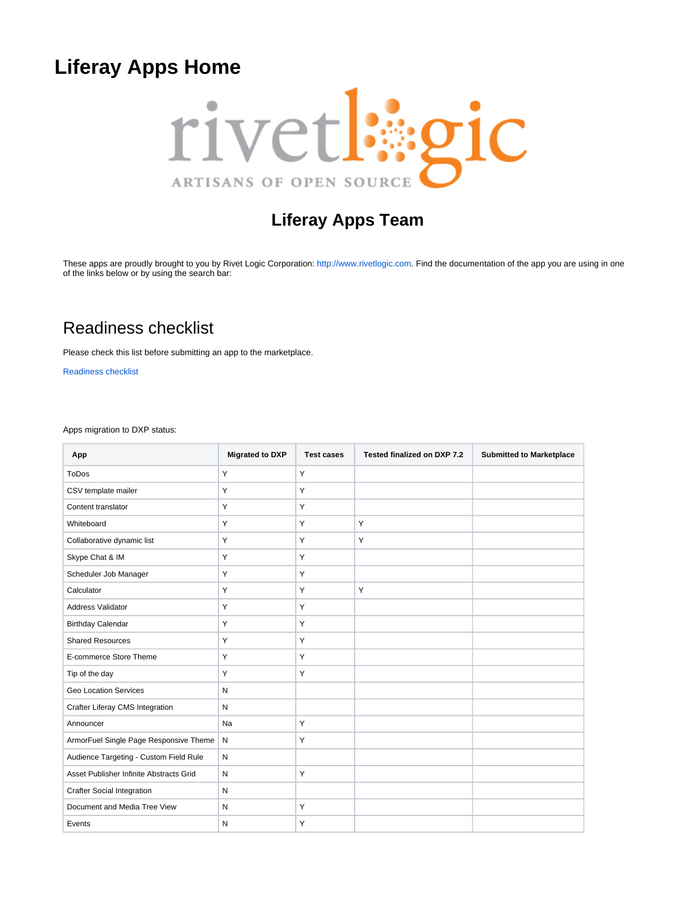# Liferay Apps Home

## Liferay Apps Team

These apps are proudly brought to you by Rivet Logic Corporation: http://www.rivetlogic.com. Find the documentation of the app you are using in one of the links below or by using the search bar:

## Readiness checklist

Please check this list before submitting an app to the marketplace.

Readiness checklist

Apps migration to DXP status:

| App | Migrated to DXP | Test cases | Tested finalized on DXP 7.2 | Submitted to Marketplace |
|---|---|---|---|---|
| ToDos | Y | Y | | |
| CSV template mailer | Y | Y | | |
| Content translator | Y | Y | | |
| Whiteboard | Y | Y | Y | |
| Collaborative dynamic list | Y | Y | Y | |
| Skype Chat & IM | Y | Y | | |
| Scheduler Job Manager | Y | Y | | |
| Calculator | Y | Y | Y | |
| Address Validator | Y | Y | | |
| Birthday Calendar | Y | Y | | |
| Shared Resources | Y | Y | | |
| E-commerce Store Theme | Y | Y | | |
| Tip of the day | Y | Y | | |
| Geo Location Services | N | | | |
| Crafter Liferay CMS Integration | N | | | |
| Announcer | Na | Y | | |
| ArmorFuel Single Page Responsive Theme | N | Y | | |
| Audience Targeting - Custom Field Rule | N | | | |
| Asset Publisher Infinite Abstracts Grid | N | Y | | |
| Crafter Social Integration | N | | | |
| Document and Media Tree View | N | Y | | |
| Events | N | Y | | |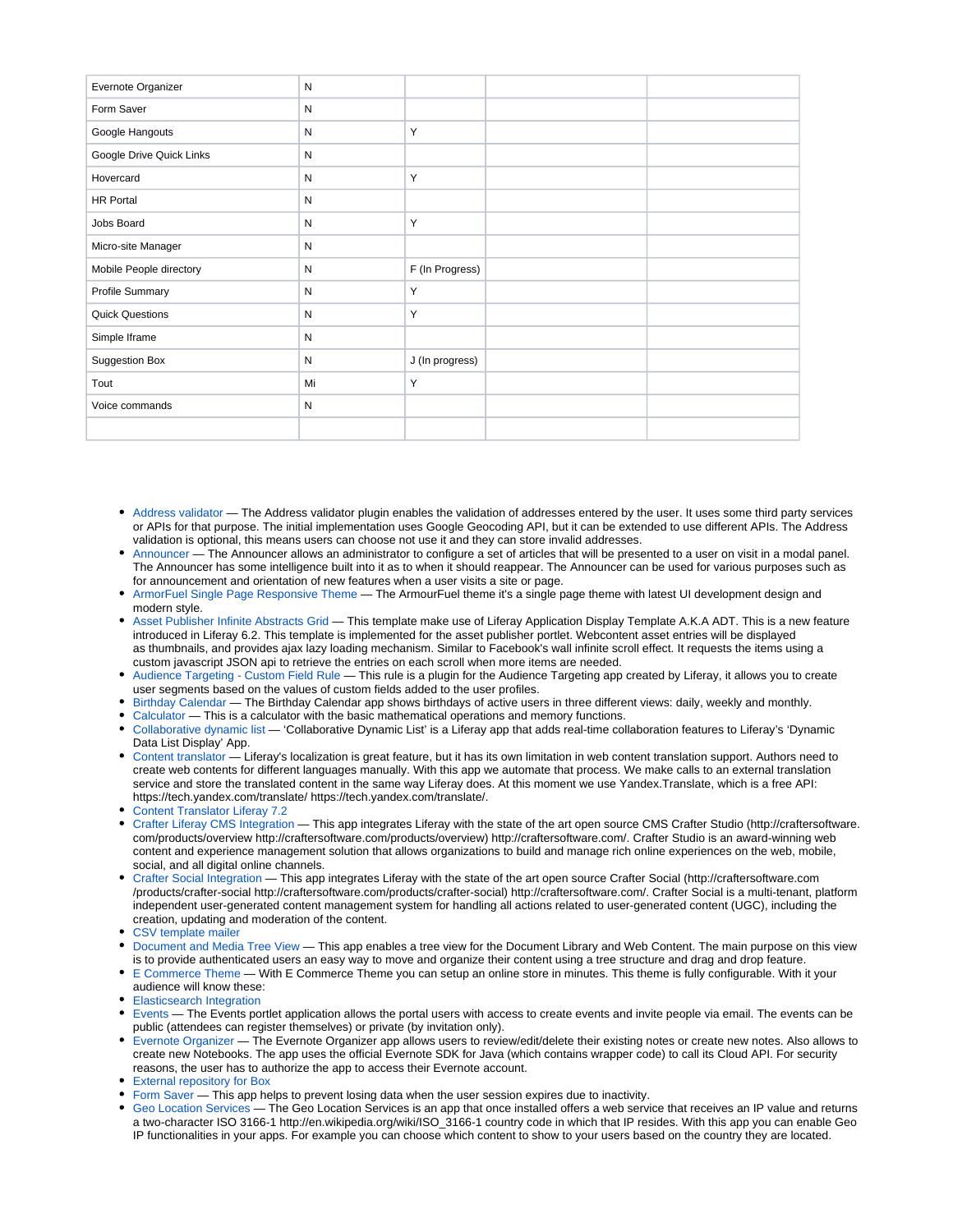| | | | | |
|---|---|---|---|---|
| Evernote Organizer | N | | | |
| Form Saver | N | | | |
| Google Hangouts | N | Y | | |
| Google Drive Quick Links | N | | | |
| Hovercard | N | Y | | |
| HR Portal | N | | | |
| Jobs Board | N | Y | | |
| Micro-site Manager | N | | | |
| Mobile People directory | N | F (In Progress) | | |
| Profile Summary | N | Y | | |
| Quick Questions | N | Y | | |
| Simple Iframe | N | | | |
| Suggestion Box | N | J (In progress) | | |
| Tout | Mi | Y | | |
| Voice commands | N | | | |
| | | | | |

- Address validator — The Address validator plugin enables the validation of addresses entered by the user. It uses some third party services or APIs for that purpose. The initial implementation uses Google Geocoding API, but it can be extended to use different APIs. The Address validation is optional, this means users can choose not use it and they can store invalid addresses.
- Announcer — The Announcer allows an administrator to configure a set of articles that will be presented to a user on visit in a modal panel. The Announcer has some intelligence built into it as to when it should reappear. The Announcer can be used for various purposes such as for announcement and orientation of new features when a user visits a site or page.
- ArmorFuel Single Page Responsive Theme — The ArmourFuel theme it's a single page theme with latest UI development design and modern style.
- Asset Publisher Infinite Abstracts Grid — This template make use of Liferay Application Display Template A.K.A ADT. This is a new feature introduced in Liferay 6.2. This template is implemented for the asset publisher portlet. Webcontent asset entries will be displayed as thumbnails, and provides ajax lazy loading mechanism. Similar to Facebook's wall infinite scroll effect. It requests the items using a custom javascript JSON api to retrieve the entries on each scroll when more items are needed.
- Audience Targeting - Custom Field Rule — This rule is a plugin for the Audience Targeting app created by Liferay, it allows you to create user segments based on the values of custom fields added to the user profiles.
- Birthday Calendar — The Birthday Calendar app shows birthdays of active users in three different views: daily, weekly and monthly.
- Calculator — This is a calculator with the basic mathematical operations and memory functions.
- Collaborative dynamic list — 'Collaborative Dynamic List' is a Liferay app that adds real-time collaboration features to Liferay's 'Dynamic Data List Display' App.
- Content translator — Liferay's localization is great feature, but it has its own limitation in web content translation support. Authors need to create web contents for different languages manually. With this app we automate that process. We make calls to an external translation service and store the translated content in the same way Liferay does. At this moment we use Yandex.Translate, which is a free API: https://tech.yandex.com/translate/ https://tech.yandex.com/translate/.
- Content Translator Liferay 7.2
- Crafter Liferay CMS Integration — This app integrates Liferay with the state of the art open source CMS Crafter Studio (http://craftersoftware.com/products/overview http://craftersoftware.com/products/overview) http://craftersoftware.com/. Crafter Studio is an award-winning web content and experience management solution that allows organizations to build and manage rich online experiences on the web, mobile, social, and all digital online channels.
- Crafter Social Integration — This app integrates Liferay with the state of the art open source Crafter Social (http://craftersoftware.com/products/crafter-social http://craftersoftware.com/products/crafter-social) http://craftersoftware.com/. Crafter Social is a multi-tenant, platform independent user-generated content management system for handling all actions related to user-generated content (UGC), including the creation, updating and moderation of the content.
- CSV template mailer
- Document and Media Tree View — This app enables a tree view for the Document Library and Web Content. The main purpose on this view is to provide authenticated users an easy way to move and organize their content using a tree structure and drag and drop feature.
- E Commerce Theme — With E Commerce Theme you can setup an online store in minutes. This theme is fully configurable. With it your audience will know these:
- Elasticsearch Integration
- Events — The Events portlet application allows the portal users with access to create events and invite people via email. The events can be public (attendees can register themselves) or private (by invitation only).
- Evernote Organizer — The Evernote Organizer app allows users to review/edit/delete their existing notes or create new notes. Also allows to create new Notebooks. The app uses the official Evernote SDK for Java (which contains wrapper code) to call its Cloud API. For security reasons, the user has to authorize the app to access their Evernote account.
- External repository for Box
- Form Saver — This app helps to prevent losing data when the user session expires due to inactivity.
- Geo Location Services — The Geo Location Services is an app that once installed offers a web service that receives an IP value and returns a two-character ISO 3166-1 http://en.wikipedia.org/wiki/ISO_3166-1 country code in which that IP resides. With this app you can enable Geo IP functionalities in your apps. For example you can choose which content to show to your users based on the country they are located.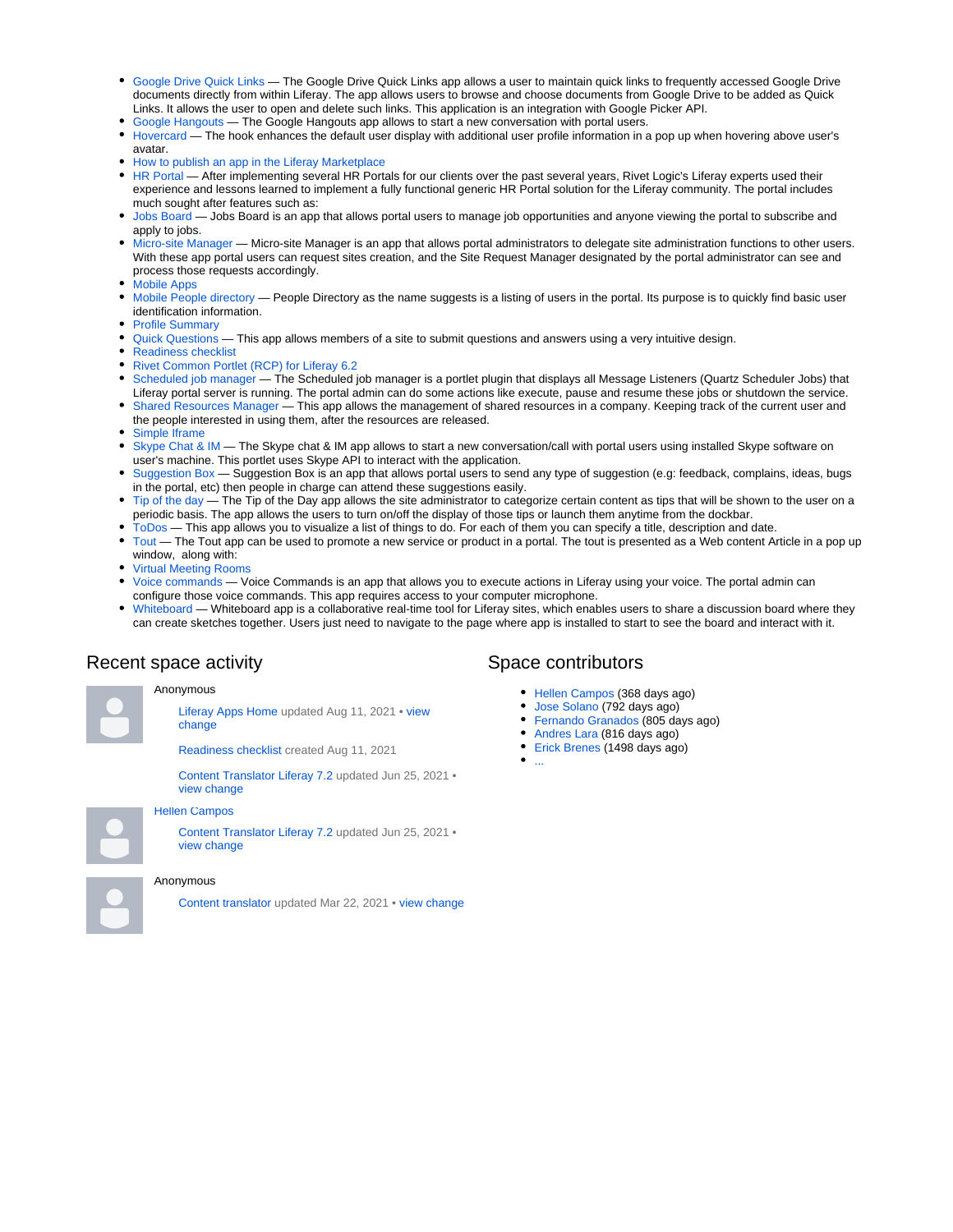- Google Drive Quick Links — The Google Drive Quick Links app allows a user to maintain quick links to frequently accessed Google Drive documents directly from within Liferay. The app allows users to browse and choose documents from Google Drive to be added as Quick Links. It allows the user to open and delete such links. This application is an integration with Google Picker API.
- Google Hangouts — The Google Hangouts app allows to start a new conversation with portal users.
- Hovercard — The hook enhances the default user display with additional user profile information in a pop up when hovering above user's avatar.
- How to publish an app in the Liferay Marketplace
- HR Portal — After implementing several HR Portals for our clients over the past several years, Rivet Logic's Liferay experts used their experience and lessons learned to implement a fully functional generic HR Portal solution for the Liferay community. The portal includes much sought after features such as:
- Jobs Board — Jobs Board is an app that allows portal users to manage job opportunities and anyone viewing the portal to subscribe and apply to jobs.
- Micro-site Manager — Micro-site Manager is an app that allows portal administrators to delegate site administration functions to other users. With these app portal users can request sites creation, and the Site Request Manager designated by the portal administrator can see and process those requests accordingly.
- Mobile Apps
- Mobile People directory — People Directory as the name suggests is a listing of users in the portal. Its purpose is to quickly find basic user identification information.
- Profile Summary
- Quick Questions — This app allows members of a site to submit questions and answers using a very intuitive design.
- Readiness checklist
- Rivet Common Portlet (RCP) for Liferay 6.2
- Scheduled job manager — The Scheduled job manager is a portlet plugin that displays all Message Listeners (Quartz Scheduler Jobs) that Liferay portal server is running. The portal admin can do some actions like execute, pause and resume these jobs or shutdown the service.
- Shared Resources Manager — This app allows the management of shared resources in a company. Keeping track of the current user and the people interested in using them, after the resources are released.
- Simple Iframe
- Skype Chat & IM — The Skype chat & IM app allows to start a new conversation/call with portal users using installed Skype software on user's machine. This portlet uses Skype API to interact with the application.
- Suggestion Box — Suggestion Box is an app that allows portal users to send any type of suggestion (e.g: feedback, complains, ideas, bugs in the portal, etc) then people in charge can attend these suggestions easily.
- Tip of the day — The Tip of the Day app allows the site administrator to categorize certain content as tips that will be shown to the user on a periodic basis. The app allows the users to turn on/off the display of those tips or launch them anytime from the dockbar.
- ToDos — This app allows you to visualize a list of things to do. For each of them you can specify a title, description and date.
- Tout — The Tout app can be used to promote a new service or product in a portal. The tout is presented as a Web content Article in a pop up window, along with:
- Virtual Meeting Rooms
- Voice commands — Voice Commands is an app that allows you to execute actions in Liferay using your voice. The portal admin can configure those voice commands. This app requires access to your computer microphone.
- Whiteboard — Whiteboard app is a collaborative real-time tool for Liferay sites, which enables users to share a discussion board where they can create sketches together. Users just need to navigate to the page where app is installed to start to see the board and interact with it.

## Recent space activity

Anonymous

Liferay Apps Home updated Aug 11, 2021 • view change

Readiness checklist created Aug 11, 2021

Content Translator Liferay 7.2 updated Jun 25, 2021 • view change

Hellen Campos

Content Translator Liferay 7.2 updated Jun 25, 2021 • view change

Anonymous

Content translator updated Mar 22, 2021 • view change

## Space contributors

- Hellen Campos (368 days ago)
- Jose Solano (792 days ago)
- Fernando Granados (805 days ago)
- Andres Lara (816 days ago)
- Erick Brenes (1498 days ago)
- ...